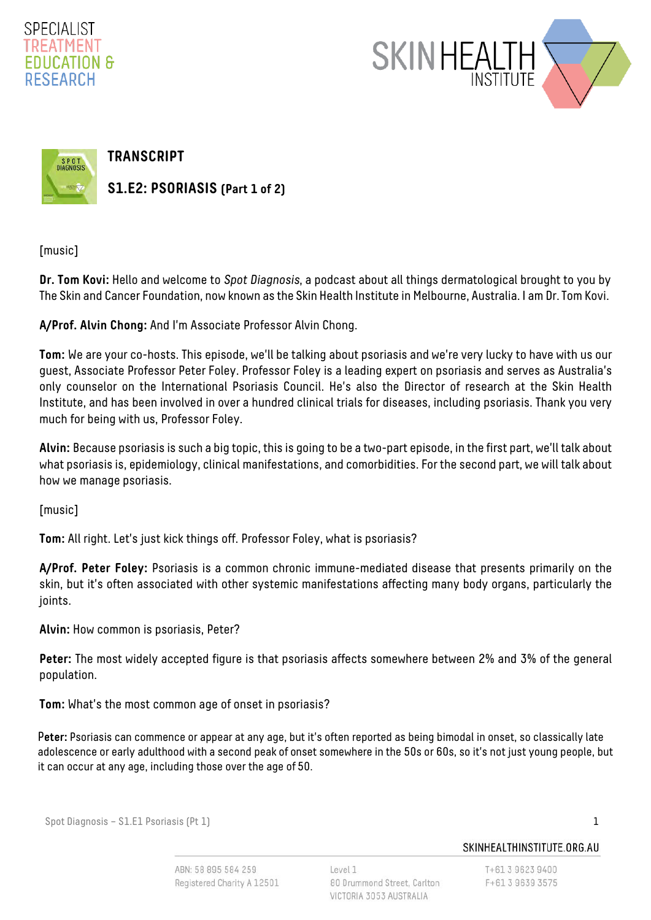SPECIALIST TREATMENT EDUCATION & RESEARCH

SKIN HEALTH INSTITUTE

# TRANSCRIPT

## S1.E2: PSORIASIS (Part 1 of 2)

[music]

**Dr. Tom Kovi:** Hello and welcome to *Spot Diagnosis*, a podcast about all things dermatological brought to you by The Skin and Cancer Foundation, now known as the Skin Health Institute in Melbourne, Australia. I am Dr. Tom Kovi.

**A/Prof. Alvin Chong:** And I'm Associate Professor Alvin Chong.

**Tom:** We are your co-hosts. This episode, we'll be talking about psoriasis and we're very lucky to have with us our guest, Associate Professor Peter Foley. Professor Foley is a leading expert on psoriasis and serves as Australia's only counselor on the International Psoriasis Council. He's also the Director of research at the Skin Health Institute, and has been involved in over a hundred clinical trials for diseases, including psoriasis. Thank you very much for being with us, Professor Foley.

**Alvin:** Because psoriasis is such a big topic, this is going to be a two-part episode, in the first part, we'll talk about what psoriasis is, epidemiology, clinical manifestations, and comorbidities. For the second part, we will talk about how we manage psoriasis.

[music]

**Tom:** All right. Let's just kick things off. Professor Foley, what is psoriasis?

**A/Prof. Peter Foley:** Psoriasis is a common chronic immune-mediated disease that presents primarily on the skin, but it's often associated with other systemic manifestations affecting many body organs, particularly the joints.

**Alvin:** How common is psoriasis, Peter?

**Peter:** The most widely accepted figure is that psoriasis affects somewhere between 2% and 3% of the general population.

**Tom:** What's the most common age of onset in psoriasis?

**Peter:** Psoriasis can commence or appear at any age, but it's often reported as being bimodal in onset, so classically late adolescence or early adulthood with a second peak of onset somewhere in the 50s or 60s, so it's not just young people, but it can occur at any age, including those over the age of 50.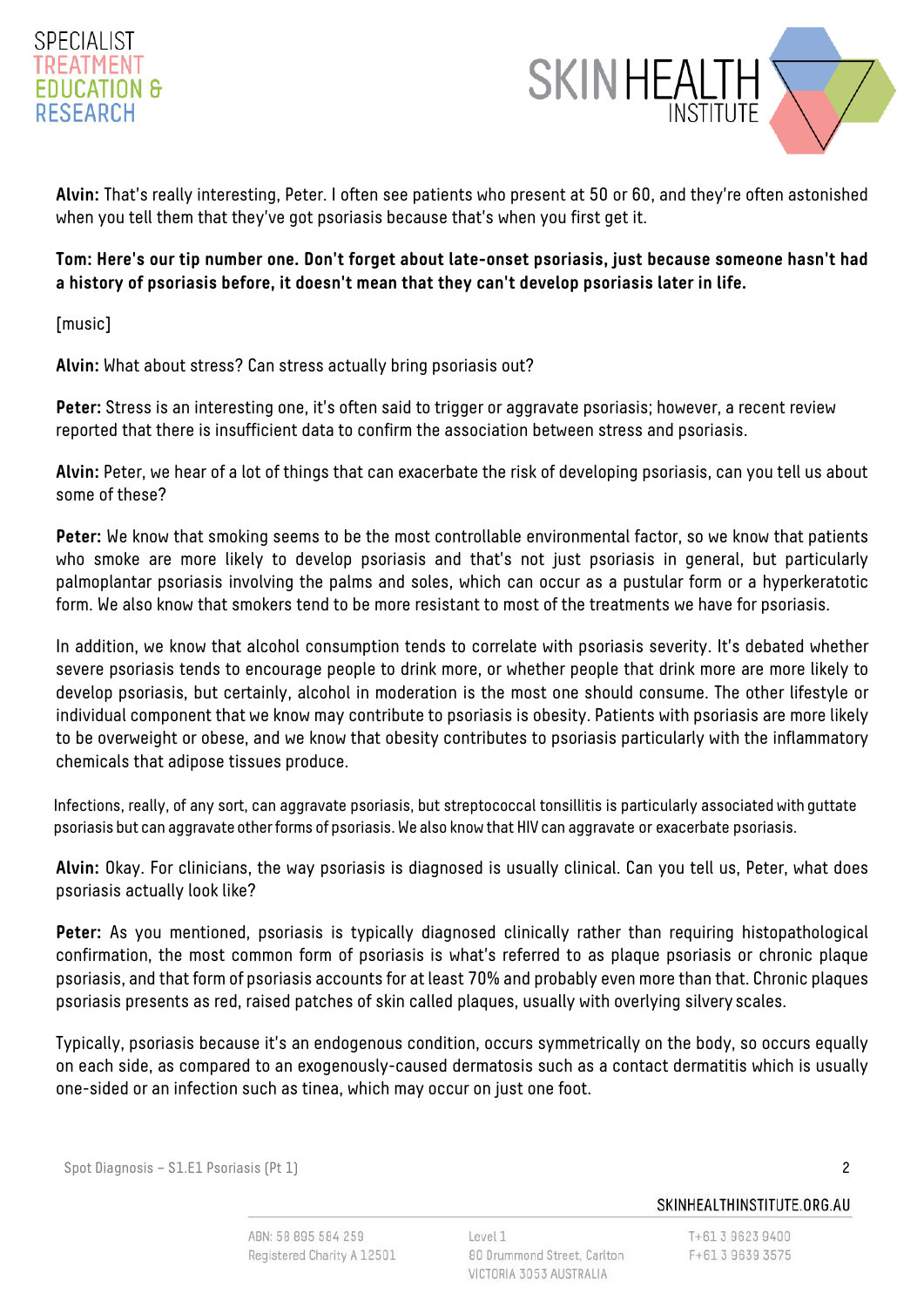**Alvin:** That's really interesting, Peter. I often see patients who present at 50 or 60, and they're often astonished when you tell them that they've got psoriasis because that's when you first get it.

**Tom: Here's our tip number one. Don't forget about late-onset psoriasis, just because someone hasn't had a history of psoriasis before, it doesn't mean that they can't develop psoriasis later in life.**

[music]

**Alvin:** What about stress? Can stress actually bring psoriasis out?

**Peter:** Stress is an interesting one, it's often said to trigger or aggravate psoriasis; however, a recent review reported that there is insufficient data to confirm the association between stress and psoriasis.

**Alvin:** Peter, we hear of a lot of things that can exacerbate the risk of developing psoriasis, can you tell us about some of these?

**Peter:** We know that smoking seems to be the most controllable environmental factor, so we know that patients who smoke are more likely to develop psoriasis and that's not just psoriasis in general, but particularly palmoplantar psoriasis involving the palms and soles, which can occur as a pustular form or a hyperkeratotic form. We also know that smokers tend to be more resistant to most of the treatments we have for psoriasis.

In addition, we know that alcohol consumption tends to correlate with psoriasis severity. It's debated whether severe psoriasis tends to encourage people to drink more, or whether people that drink more are more likely to develop psoriasis, but certainly, alcohol in moderation is the most one should consume. The other lifestyle or individual component that we know may contribute to psoriasis is obesity. Patients with psoriasis are more likely to be overweight or obese, and we know that obesity contributes to psoriasis particularly with the inflammatory chemicals that adipose tissues produce.

Infections, really, of any sort, can aggravate psoriasis, but streptococcal tonsillitis is particularly associated with guttate psoriasis but can aggravate other forms of psoriasis. We also know that HIV can aggravate or exacerbate psoriasis.

**Alvin:** Okay. For clinicians, the way psoriasis is diagnosed is usually clinical. Can you tell us, Peter, what does psoriasis actually look like?

**Peter:** As you mentioned, psoriasis is typically diagnosed clinically rather than requiring histopathological confirmation, the most common form of psoriasis is what's referred to as plaque psoriasis or chronic plaque psoriasis, and that form of psoriasis accounts for at least 70% and probably even more than that. Chronic plaques psoriasis presents as red, raised patches of skin called plaques, usually with overlying silvery scales.

Typically, psoriasis because it's an endogenous condition, occurs symmetrically on the body, so occurs equally on each side, as compared to an exogenously-caused dermatosis such as a contact dermatitis which is usually one-sided or an infection such as tinea, which may occur on just one foot.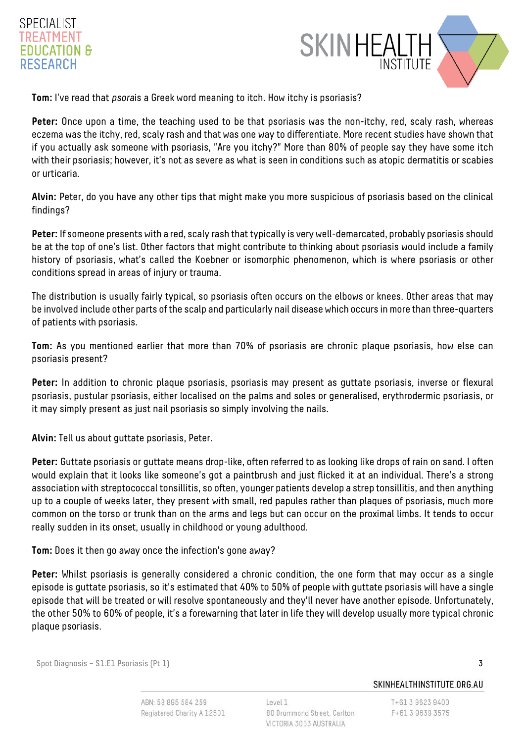**Tom:** I've read that *psora*is a Greek word meaning to itch. How itchy is psoriasis?

**Peter:** Once upon a time, the teaching used to be that psoriasis was the non-itchy, red, scaly rash, whereas eczema was the itchy, red, scaly rash and that was one way to differentiate. More recent studies have shown that if you actually ask someone with psoriasis, "Are you itchy?" More than 80% of people say they have some itch with their psoriasis; however, it's not as severe as what is seen in conditions such as atopic dermatitis or scabies or urticaria.

**Alvin:** Peter, do you have any other tips that might make you more suspicious of psoriasis based on the clinical findings?

**Peter:** If someone presents with a red, scaly rash that typically is very well-demarcated, probably psoriasis should be at the top of one's list. Other factors that might contribute to thinking about psoriasis would include a family history of psoriasis, what's called the Koebner or isomorphic phenomenon, which is where psoriasis or other conditions spread in areas of injury or trauma.

The distribution is usually fairly typical, so psoriasis often occurs on the elbows or knees. Other areas that may be involved include other parts of the scalp and particularly nail disease which occurs in more than three-quarters of patients with psoriasis.

**Tom:** As you mentioned earlier that more than 70% of psoriasis are chronic plaque psoriasis, how else can psoriasis present?

**Peter:** In addition to chronic plaque psoriasis, psoriasis may present as guttate psoriasis, inverse or flexural psoriasis, pustular psoriasis, either localised on the palms and soles or generalised, erythrodermic psoriasis, or it may simply present as just nail psoriasis so simply involving the nails.

**Alvin:** Tell us about guttate psoriasis, Peter.

**Peter:** Guttate psoriasis or guttate means drop-like, often referred to as looking like drops of rain on sand. I often would explain that it looks like someone's got a paintbrush and just flicked it at an individual. There's a strong association with streptococcal tonsillitis, so often, younger patients develop a strep tonsillitis, and then anything up to a couple of weeks later, they present with small, red papules rather than plaques of psoriasis, much more common on the torso or trunk than on the arms and legs but can occur on the proximal limbs. It tends to occur really sudden in its onset, usually in childhood or young adulthood.

**Tom:** Does it then go away once the infection's gone away?

**Peter:** Whilst psoriasis is generally considered a chronic condition, the one form that may occur as a single episode is guttate psoriasis, so it's estimated that 40% to 50% of people with guttate psoriasis will have a single episode that will be treated or will resolve spontaneously and they'll never have another episode. Unfortunately, the other 50% to 60% of people, it's a forewarning that later in life they will develop usually more typical chronic plaque psoriasis.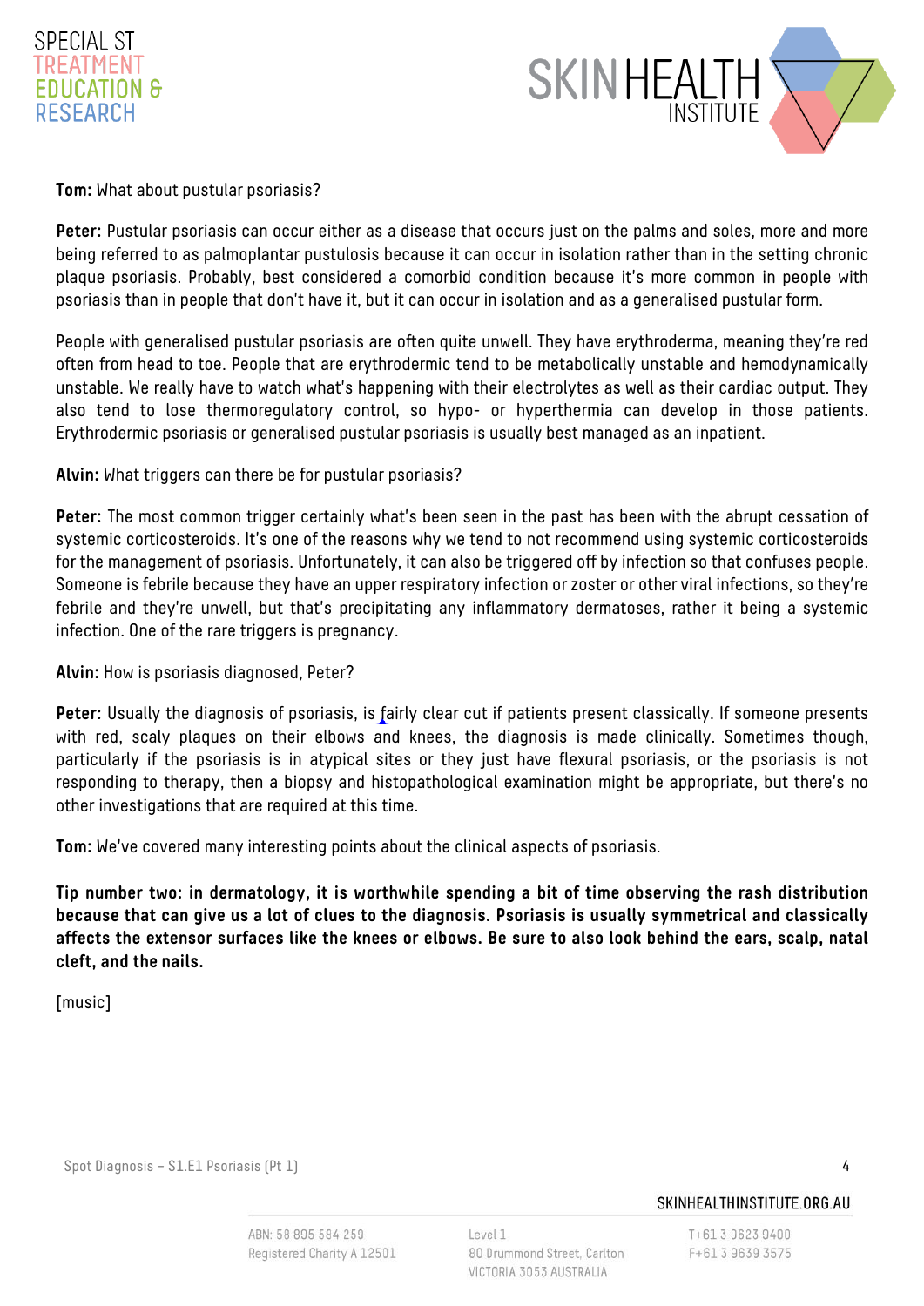**Tom:** What about pustular psoriasis?

**Peter:** Pustular psoriasis can occur either as a disease that occurs just on the palms and soles, more and more being referred to as palmoplantar pustulosis because it can occur in isolation rather than in the setting chronic plaque psoriasis. Probably, best considered a comorbid condition because it's more common in people with psoriasis than in people that don't have it, but it can occur in isolation and as a generalised pustular form.

People with generalised pustular psoriasis are often quite unwell. They have erythroderma, meaning they're red often from head to toe. People that are erythrodermic tend to be metabolically unstable and hemodynamically unstable. We really have to watch what's happening with their electrolytes as well as their cardiac output. They also tend to lose thermoregulatory control, so hypo- or hyperthermia can develop in those patients. Erythrodermic psoriasis or generalised pustular psoriasis is usually best managed as an inpatient.

**Alvin:** What triggers can there be for pustular psoriasis?

**Peter:** The most common trigger certainly what's been seen in the past has been with the abrupt cessation of systemic corticosteroids. It's one of the reasons why we tend to not recommend using systemic corticosteroids for the management of psoriasis. Unfortunately, it can also be triggered off by infection so that confuses people. Someone is febrile because they have an upper respiratory infection or zoster or other viral infections, so they're febrile and they're unwell, but that's precipitating any inflammatory dermatoses, rather it being a systemic infection. One of the rare triggers is pregnancy.

**Alvin:** How is psoriasis diagnosed, Peter?

**Peter:** Usually the diagnosis of psoriasis, is fairly clear cut if patients present classically. If someone presents with red, scaly plaques on their elbows and knees, the diagnosis is made clinically. Sometimes though, particularly if the psoriasis is in atypical sites or they just have flexural psoriasis, or the psoriasis is not responding to therapy, then a biopsy and histopathological examination might be appropriate, but there's no other investigations that are required at this time.

**Tom:** We've covered many interesting points about the clinical aspects of psoriasis.

**Tip number two: in dermatology, it is worthwhile spending a bit of time observing the rash distribution because that can give us a lot of clues to the diagnosis. Psoriasis is usually symmetrical and classically affects the extensor surfaces like the knees or elbows. Be sure to also look behind the ears, scalp, natal cleft, and the nails.**

[music]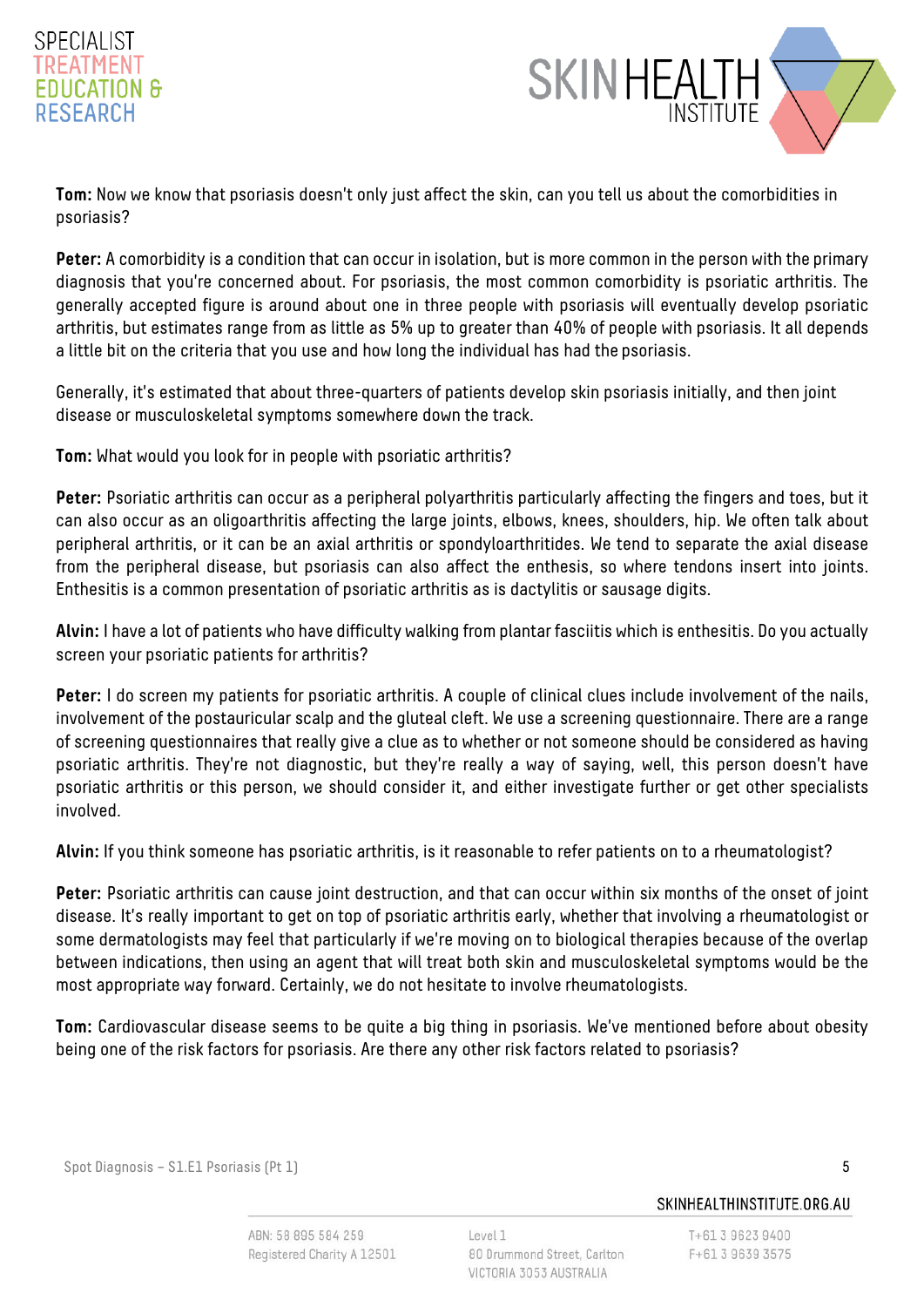**Tom:** Now we know that psoriasis doesn't only just affect the skin, can you tell us about the comorbidities in psoriasis?

**Peter:** A comorbidity is a condition that can occur in isolation, but is more common in the person with the primary diagnosis that you're concerned about. For psoriasis, the most common comorbidity is psoriatic arthritis. The generally accepted figure is around about one in three people with psoriasis will eventually develop psoriatic arthritis, but estimates range from as little as 5% up to greater than 40% of people with psoriasis. It all depends a little bit on the criteria that you use and how long the individual has had the psoriasis.

Generally, it's estimated that about three-quarters of patients develop skin psoriasis initially, and then joint disease or musculoskeletal symptoms somewhere down the track.

**Tom:** What would you look for in people with psoriatic arthritis?

**Peter:** Psoriatic arthritis can occur as a peripheral polyarthritis particularly affecting the fingers and toes, but it can also occur as an oligoarthritis affecting the large joints, elbows, knees, shoulders, hip. We often talk about peripheral arthritis, or it can be an axial arthritis or spondyloarthritides. We tend to separate the axial disease from the peripheral disease, but psoriasis can also affect the enthesis, so where tendons insert into joints. Enthesitis is a common presentation of psoriatic arthritis as is dactylitis or sausage digits.

**Alvin:** I have a lot of patients who have difficulty walking from plantar fasciitis which is enthesitis. Do you actually screen your psoriatic patients for arthritis?

**Peter:** I do screen my patients for psoriatic arthritis. A couple of clinical clues include involvement of the nails, involvement of the postauricular scalp and the gluteal cleft. We use a screening questionnaire. There are a range of screening questionnaires that really give a clue as to whether or not someone should be considered as having psoriatic arthritis. They're not diagnostic, but they're really a way of saying, well, this person doesn't have psoriatic arthritis or this person, we should consider it, and either investigate further or get other specialists involved.

**Alvin:** If you think someone has psoriatic arthritis, is it reasonable to refer patients on to a rheumatologist?

**Peter:** Psoriatic arthritis can cause joint destruction, and that can occur within six months of the onset of joint disease. It's really important to get on top of psoriatic arthritis early, whether that involving a rheumatologist or some dermatologists may feel that particularly if we're moving on to biological therapies because of the overlap between indications, then using an agent that will treat both skin and musculoskeletal symptoms would be the most appropriate way forward. Certainly, we do not hesitate to involve rheumatologists.

**Tom:** Cardiovascular disease seems to be quite a big thing in psoriasis. We've mentioned before about obesity being one of the risk factors for psoriasis. Are there any other risk factors related to psoriasis?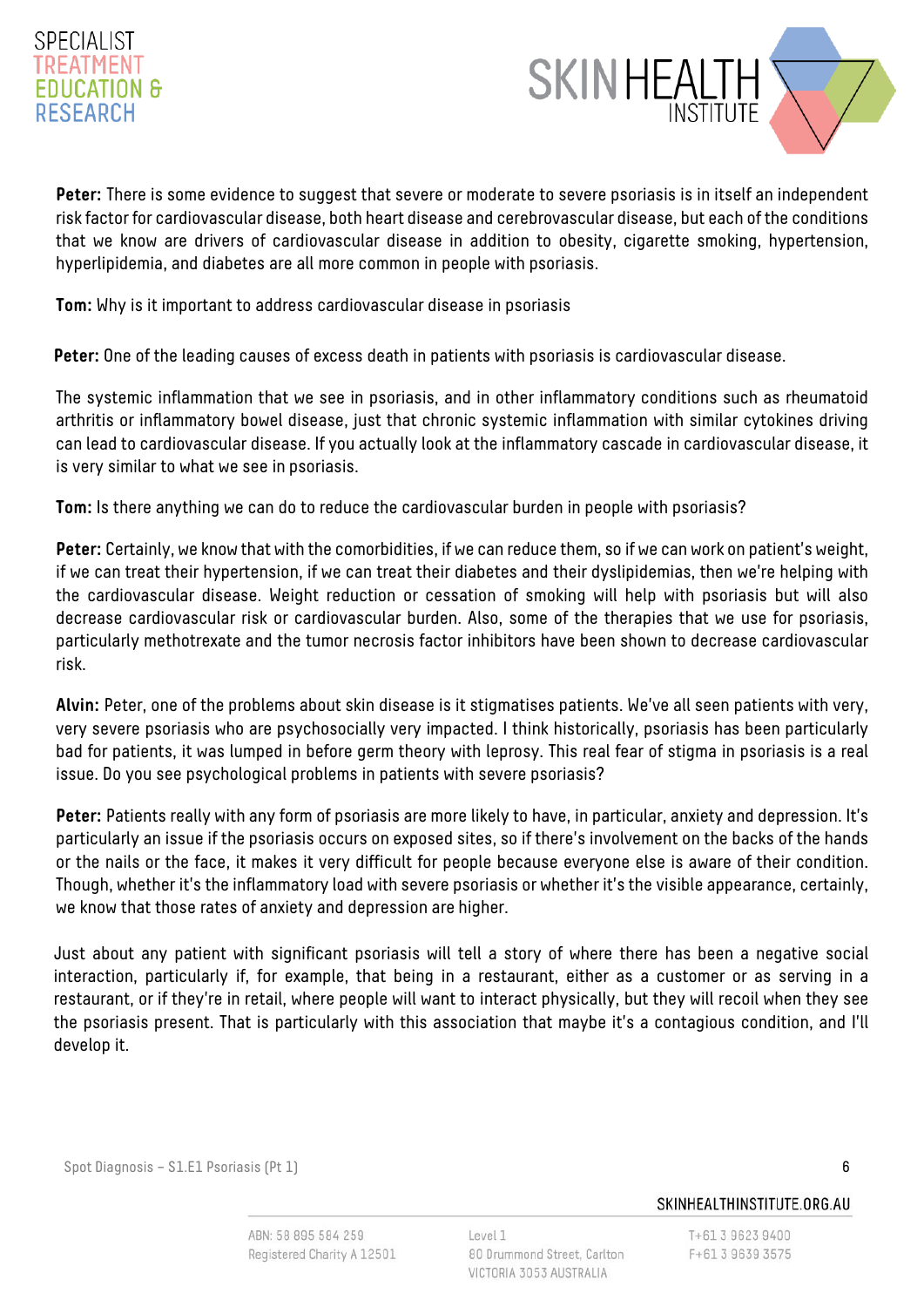**Peter:** There is some evidence to suggest that severe or moderate to severe psoriasis is in itself an independent risk factor for cardiovascular disease, both heart disease and cerebrovascular disease, but each of the conditions that we know are drivers of cardiovascular disease in addition to obesity, cigarette smoking, hypertension, hyperlipidemia, and diabetes are all more common in people with psoriasis.

**Tom:** Why is it important to address cardiovascular disease in psoriasis

**Peter:** One of the leading causes of excess death in patients with psoriasis is cardiovascular disease.

The systemic inflammation that we see in psoriasis, and in other inflammatory conditions such as rheumatoid arthritis or inflammatory bowel disease, just that chronic systemic inflammation with similar cytokines driving can lead to cardiovascular disease. If you actually look at the inflammatory cascade in cardiovascular disease, it is very similar to what we see in psoriasis.

**Tom:** Is there anything we can do to reduce the cardiovascular burden in people with psoriasis?

**Peter:** Certainly, we know that with the comorbidities, if we can reduce them, so if we can work on patient's weight, if we can treat their hypertension, if we can treat their diabetes and their dyslipidemias, then we're helping with the cardiovascular disease. Weight reduction or cessation of smoking will help with psoriasis but will also decrease cardiovascular risk or cardiovascular burden. Also, some of the therapies that we use for psoriasis, particularly methotrexate and the tumor necrosis factor inhibitors have been shown to decrease cardiovascular risk.

**Alvin:** Peter, one of the problems about skin disease is it stigmatises patients. We've all seen patients with very, very severe psoriasis who are psychosocially very impacted. I think historically, psoriasis has been particularly bad for patients, it was lumped in before germ theory with leprosy. This real fear of stigma in psoriasis is a real issue. Do you see psychological problems in patients with severe psoriasis?

**Peter:** Patients really with any form of psoriasis are more likely to have, in particular, anxiety and depression. It's particularly an issue if the psoriasis occurs on exposed sites, so if there's involvement on the backs of the hands or the nails or the face, it makes it very difficult for people because everyone else is aware of their condition. Though, whether it's the inflammatory load with severe psoriasis or whether it's the visible appearance, certainly, we know that those rates of anxiety and depression are higher.

Just about any patient with significant psoriasis will tell a story of where there has been a negative social interaction, particularly if, for example, that being in a restaurant, either as a customer or as serving in a restaurant, or if they're in retail, where people will want to interact physically, but they will recoil when they see the psoriasis present. That is particularly with this association that maybe it's a contagious condition, and I'll develop it.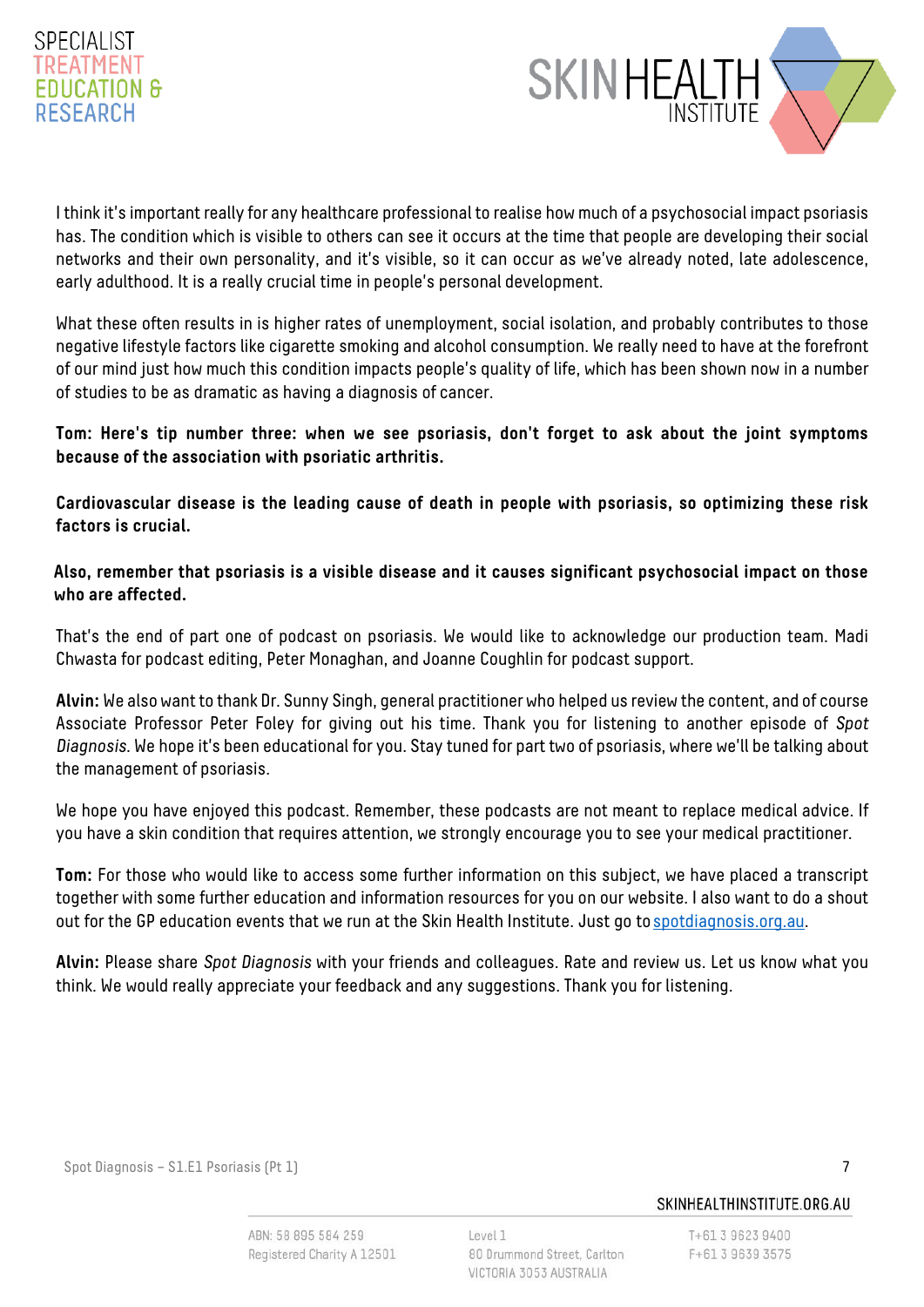I think it's important really for any healthcare professional to realise how much of a psychosocial impact psoriasis has. The condition which is visible to others can see it occurs at the time that people are developing their social networks and their own personality, and it's visible, so it can occur as we've already noted, late adolescence, early adulthood. It is a really crucial time in people's personal development.

What these often results in is higher rates of unemployment, social isolation, and probably contributes to those negative lifestyle factors like cigarette smoking and alcohol consumption. We really need to have at the forefront of our mind just how much this condition impacts people's quality of life, which has been shown now in a number of studies to be as dramatic as having a diagnosis of cancer.

**Tom: Here's tip number three: when we see psoriasis, don't forget to ask about the joint symptoms because of the association with psoriatic arthritis.**

**Cardiovascular disease is the leading cause of death in people with psoriasis, so optimizing these risk factors is crucial.**

**Also, remember that psoriasis is a visible disease and it causes significant psychosocial impact on those who are affected.**

That's the end of part one of podcast on psoriasis. We would like to acknowledge our production team. Madi Chwasta for podcast editing, Peter Monaghan, and Joanne Coughlin for podcast support.

**Alvin:** We also want to thank Dr. Sunny Singh, general practitioner who helped us review the content, and of course Associate Professor Peter Foley for giving out his time. Thank you for listening to another episode of *Spot Diagnosis*. We hope it's been educational for you. Stay tuned for part two of psoriasis, where we'll be talking about the management of psoriasis.

We hope you have enjoyed this podcast. Remember, these podcasts are not meant to replace medical advice. If you have a skin condition that requires attention, we strongly encourage you to see your medical practitioner.

**Tom:** For those who would like to access some further information on this subject, we have placed a transcript together with some further education and information resources for you on our website. I also want to do a shout out for the GP education events that we run at the Skin Health Institute. Just go to spotdiagnosis.org.au.

**Alvin:** Please share *Spot Diagnosis* with your friends and colleagues. Rate and review us. Let us know what you think. We would really appreciate your feedback and any suggestions. Thank you for listening.